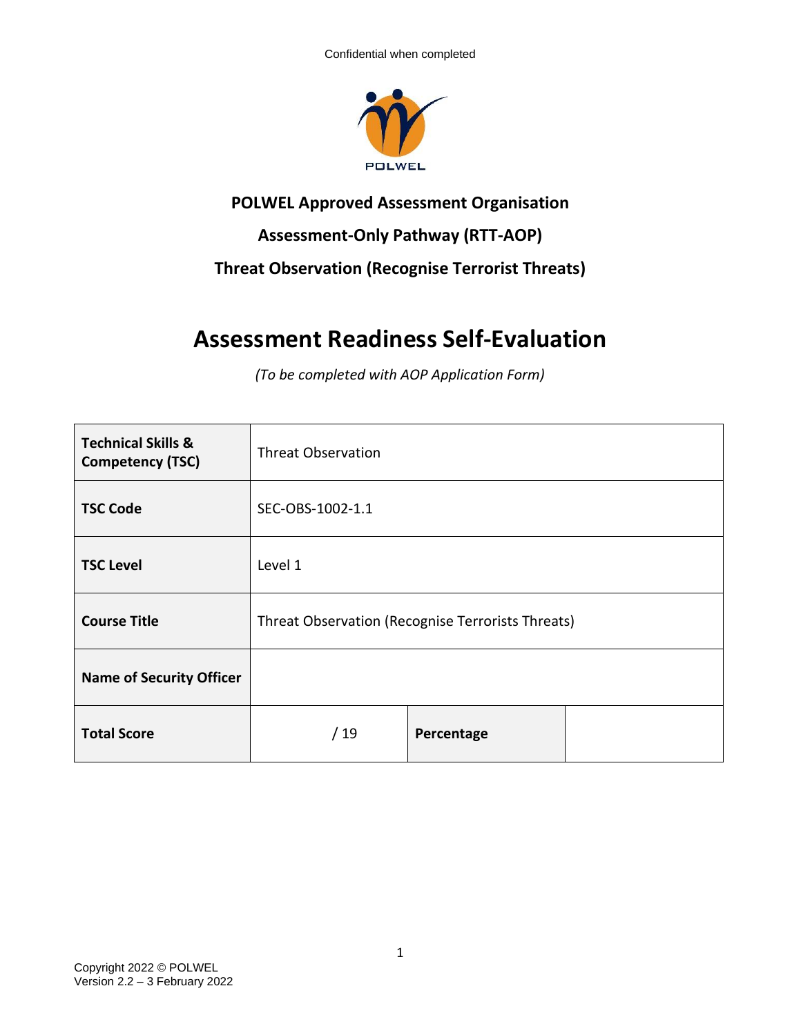Confidential when completed

POLWEL

**POLWEL Approved Assessment Organisation**

**Assessment-Only Pathway (RTT-AOP)**

**Threat Observation (Recognise Terrorist Threats)**

# Assessment Readiness Self-Evaluation

*(To be completed with AOP Application Form)*

| | | | |
|---|---|---|---|
| **Technical Skills & Competency (TSC)** | Threat Observation | | |
| **TSC Code** | SEC-OBS-1002-1.1 | | |
| **TSC Level** | Level 1 | | |
| **Course Title** | Threat Observation (Recognise Terrorists Threats) | | |
| **Name of Security Officer** | | | |
| **Total Score** | / 19 | **Percentage** | |

Copyright 2022 © POLWEL
Version 2.2 – 3 February 2022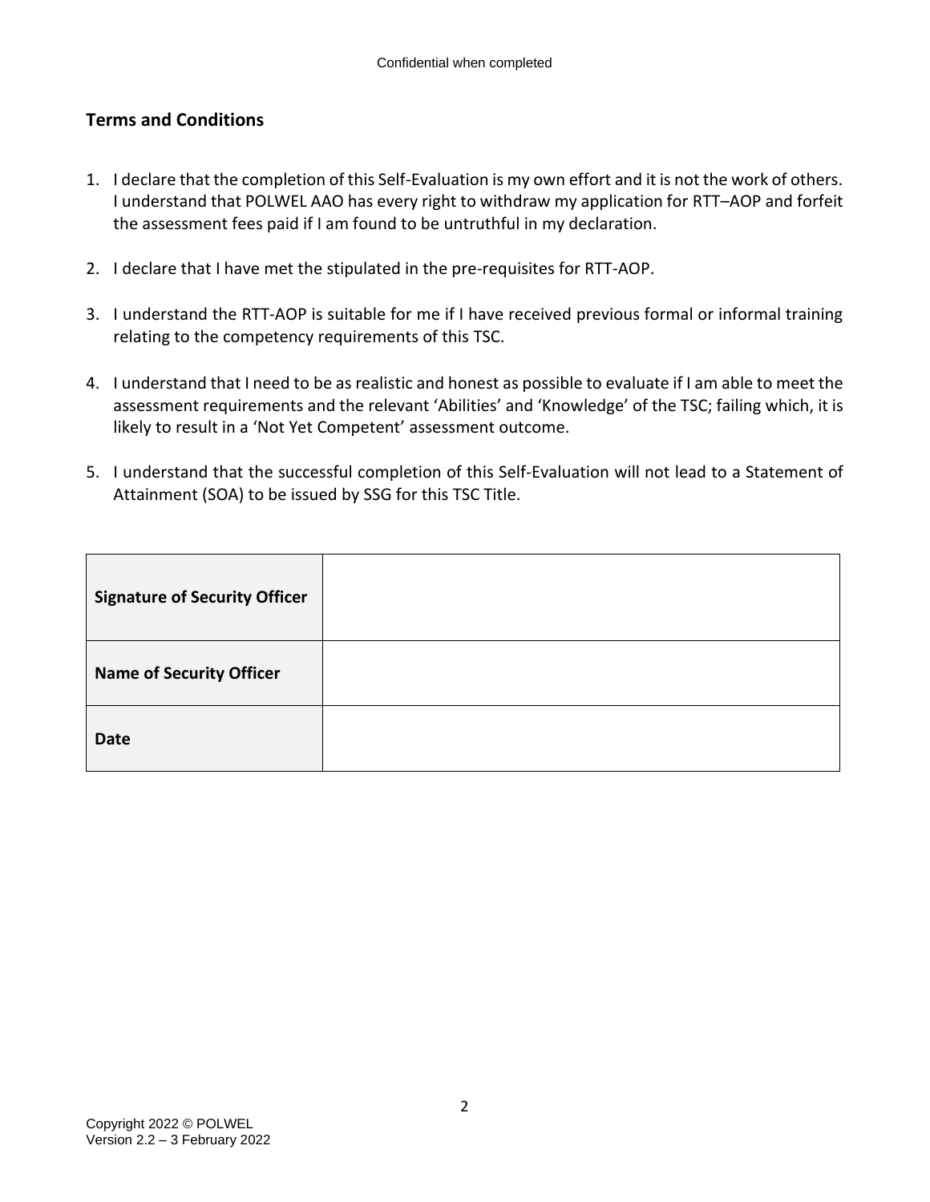## Terms and Conditions

1. I declare that the completion of this Self-Evaluation is my own effort and it is not the work of others. I understand that POLWEL AAO has every right to withdraw my application for RTT–AOP and forfeit the assessment fees paid if I am found to be untruthful in my declaration.

2. I declare that I have met the stipulated in the pre-requisites for RTT-AOP.

3. I understand the RTT-AOP is suitable for me if I have received previous formal or informal training relating to the competency requirements of this TSC.

4. I understand that I need to be as realistic and honest as possible to evaluate if I am able to meet the assessment requirements and the relevant 'Abilities' and 'Knowledge' of the TSC; failing which, it is likely to result in a 'Not Yet Competent' assessment outcome.

5. I understand that the successful completion of this Self-Evaluation will not lead to a Statement of Attainment (SOA) to be issued by SSG for this TSC Title.

| | |
|---|---|
| **Signature of Security Officer** | |
| **Name of Security Officer** | |
| **Date** | |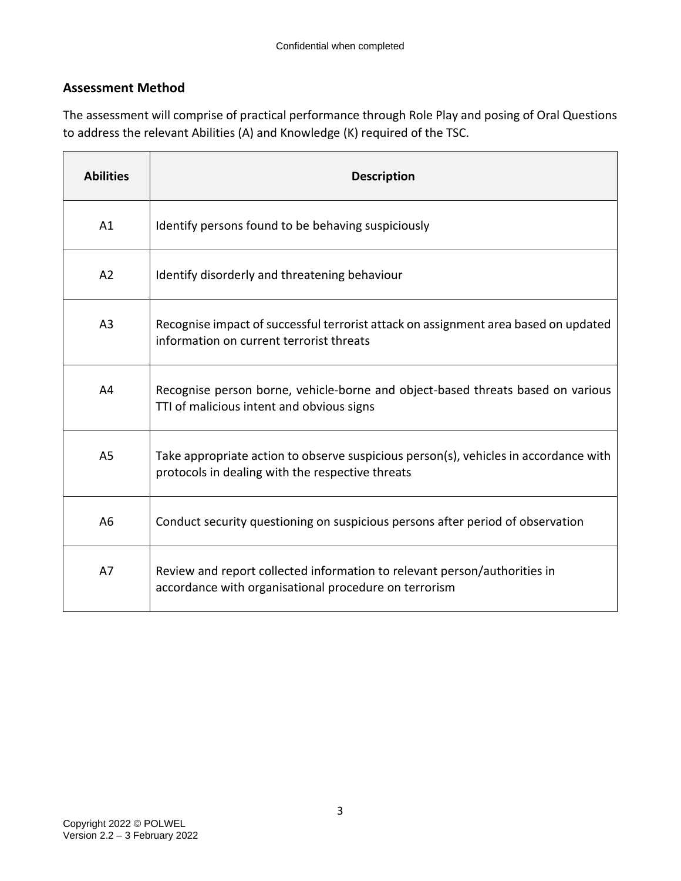## Assessment Method

The assessment will comprise of practical performance through Role Play and posing of Oral Questions to address the relevant Abilities (A) and Knowledge (K) required of the TSC.

| Abilities | Description |
|---|---|
| A1 | Identify persons found to be behaving suspiciously |
| A2 | Identify disorderly and threatening behaviour |
| A3 | Recognise impact of successful terrorist attack on assignment area based on updated information on current terrorist threats |
| A4 | Recognise person borne, vehicle-borne and object-based threats based on various TTI of malicious intent and obvious signs |
| A5 | Take appropriate action to observe suspicious person(s), vehicles in accordance with protocols in dealing with the respective threats |
| A6 | Conduct security questioning on suspicious persons after period of observation |
| A7 | Review and report collected information to relevant person/authorities in accordance with organisational procedure on terrorism |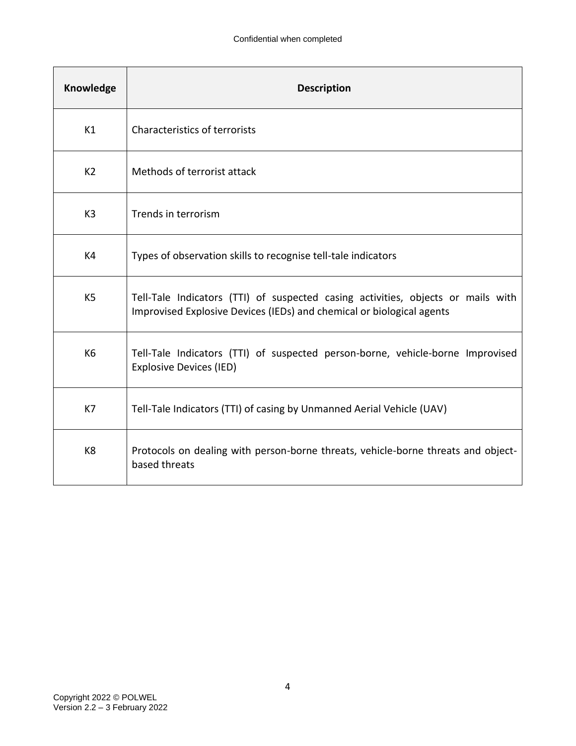| Knowledge | Description |
|---|---|
| K1 | Characteristics of terrorists |
| K2 | Methods of terrorist attack |
| K3 | Trends in terrorism |
| K4 | Types of observation skills to recognise tell-tale indicators |
| K5 | Tell-Tale Indicators (TTI) of suspected casing activities, objects or mails with Improvised Explosive Devices (IEDs) and chemical or biological agents |
| K6 | Tell-Tale Indicators (TTI) of suspected person-borne, vehicle-borne Improvised Explosive Devices (IED) |
| K7 | Tell-Tale Indicators (TTI) of casing by Unmanned Aerial Vehicle (UAV) |
| K8 | Protocols on dealing with person-borne threats, vehicle-borne threats and object-based threats |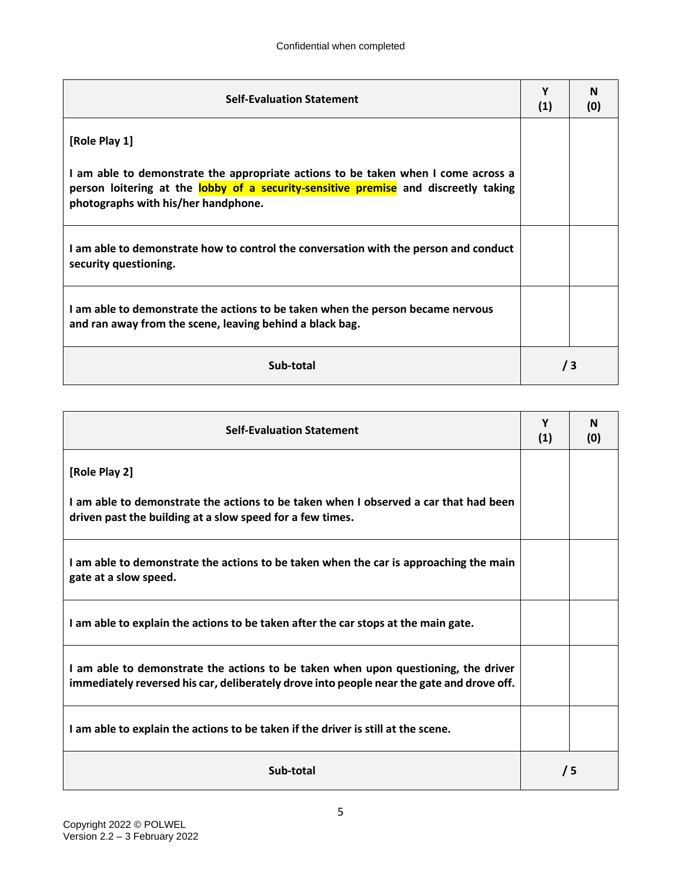| **Self-Evaluation Statement** | **Y (1)** | **N (0)** |
| --- | --- | --- |
| **[Role Play 1]** <br><br> **I am able to demonstrate the appropriate actions to be taken when I come across a person loitering at the lobby of a security-sensitive premise and discreetly taking photographs with his/her handphone.** | | |
| **I am able to demonstrate how to control the conversation with the person and conduct security questioning.** | | |
| **I am able to demonstrate the actions to be taken when the person became nervous and ran away from the scene, leaving behind a black bag.** | | |
| **Sub-total** | **/ 3** | |

| **Self-Evaluation Statement** | **Y (1)** | **N (0)** |
| --- | --- | --- |
| **[Role Play 2]** <br><br> **I am able to demonstrate the actions to be taken when I observed a car that had been driven past the building at a slow speed for a few times.** | | |
| **I am able to demonstrate the actions to be taken when the car is approaching the main gate at a slow speed.** | | |
| **I am able to explain the actions to be taken after the car stops at the main gate.** | | |
| **I am able to demonstrate the actions to be taken when upon questioning, the driver immediately reversed his car, deliberately drove into people near the gate and drove off.** | | |
| **I am able to explain the actions to be taken if the driver is still at the scene.** | | |
| **Sub-total** | **/ 5** | |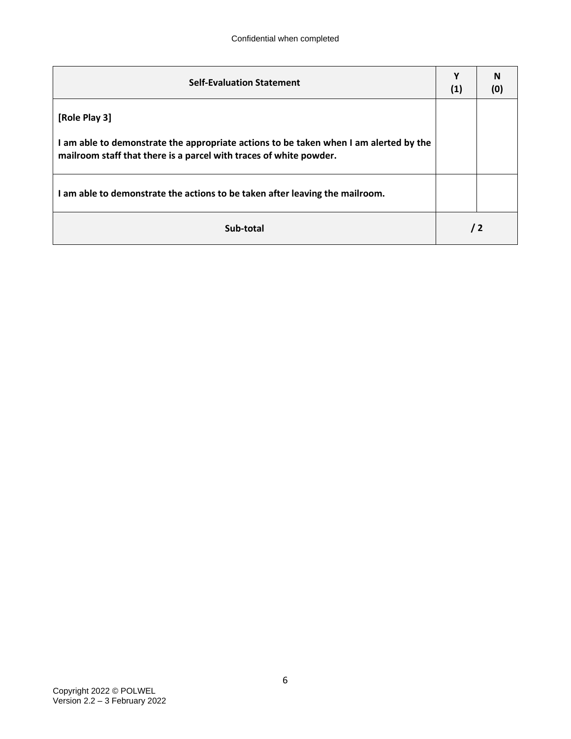| Self-Evaluation Statement | Y (1) | N (0) |
| --- | --- | --- |
| **[Role Play 3]** <br><br> **I am able to demonstrate the appropriate actions to be taken when I am alerted by the mailroom staff that there is a parcel with traces of white powder.** | | |
| **I am able to demonstrate the actions to be taken after leaving the mailroom.** | | |
| **Sub-total** | **/ 2** | |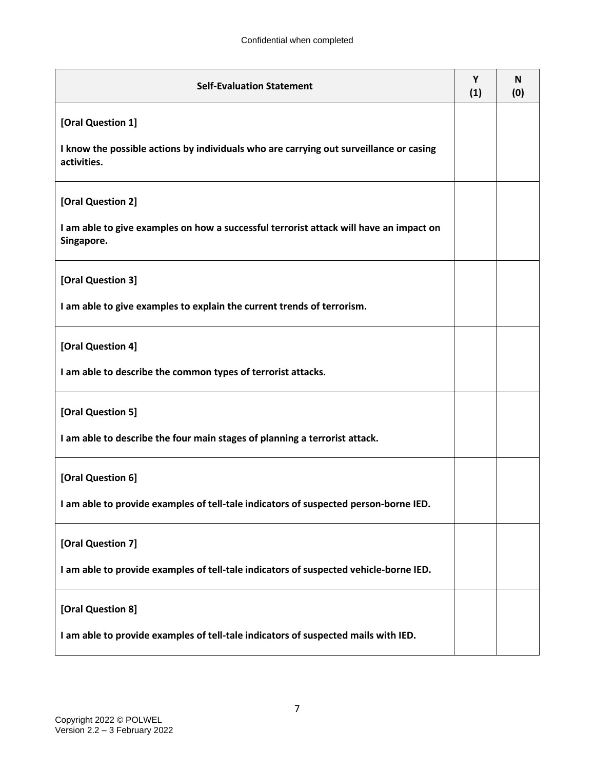| Self-Evaluation Statement | Y (1) | N (0) |
|---|---|---|
| **[Oral Question 1]**<br><br>**I know the possible actions by individuals who are carrying out surveillance or casing activities.** | | |
| **[Oral Question 2]**<br><br>**I am able to give examples on how a successful terrorist attack will have an impact on Singapore.** | | |
| **[Oral Question 3]**<br><br>**I am able to give examples to explain the current trends of terrorism.** | | |
| **[Oral Question 4]**<br><br>**I am able to describe the common types of terrorist attacks.** | | |
| **[Oral Question 5]**<br><br>**I am able to describe the four main stages of planning a terrorist attack.** | | |
| **[Oral Question 6]**<br><br>**I am able to provide examples of tell-tale indicators of suspected person-borne IED.** | | |
| **[Oral Question 7]**<br><br>**I am able to provide examples of tell-tale indicators of suspected vehicle-borne IED.** | | |
| **[Oral Question 8]**<br><br>**I am able to provide examples of tell-tale indicators of suspected mails with IED.** | | |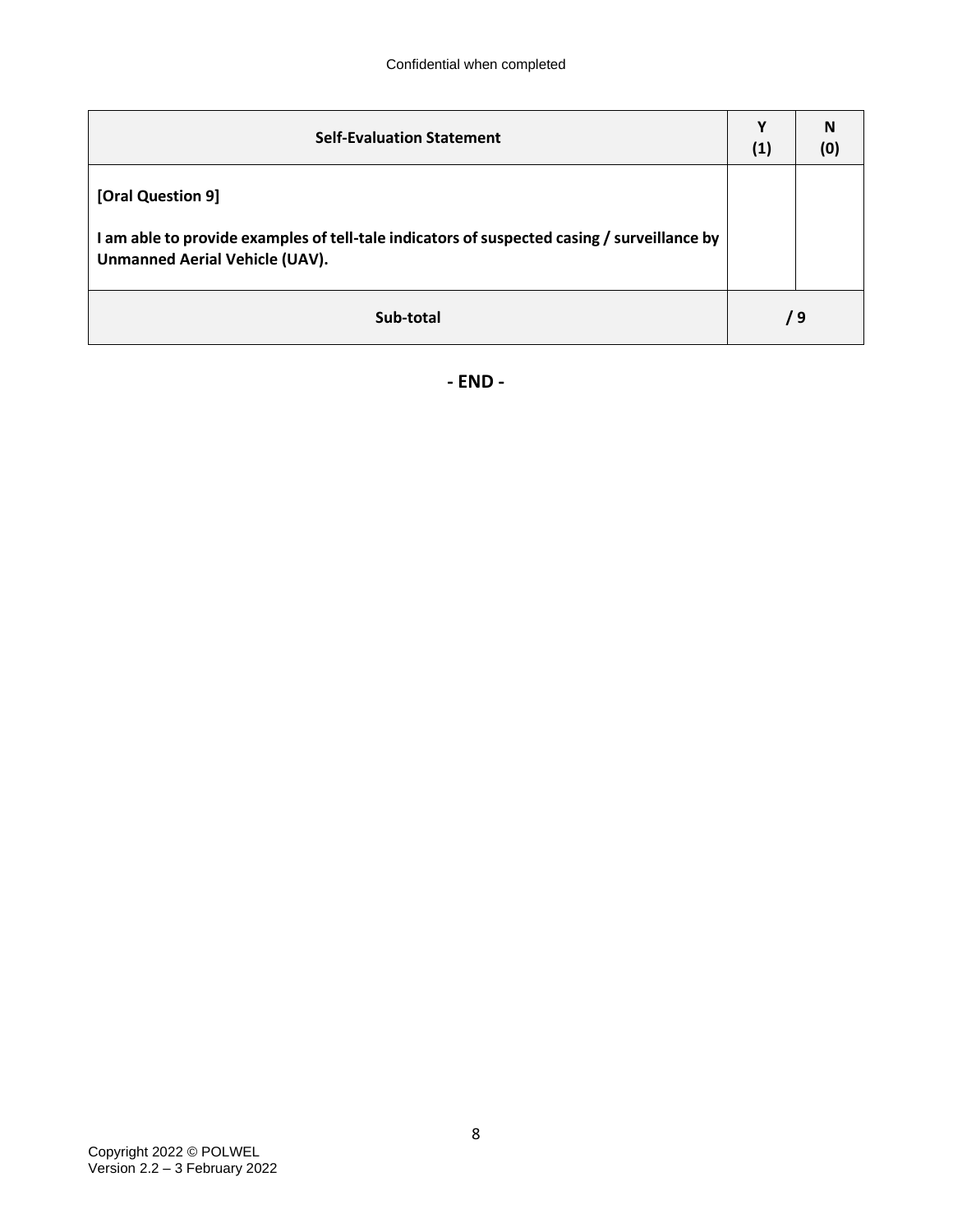| Self-Evaluation Statement | Y (1) | N (0) |
| --- | --- | --- |
| **[Oral Question 9]**<br><br>**I am able to provide examples of tell-tale indicators of suspected casing / surveillance by Unmanned Aerial Vehicle (UAV).** | | |
| **Sub-total** | **/ 9** | |

**- END -**